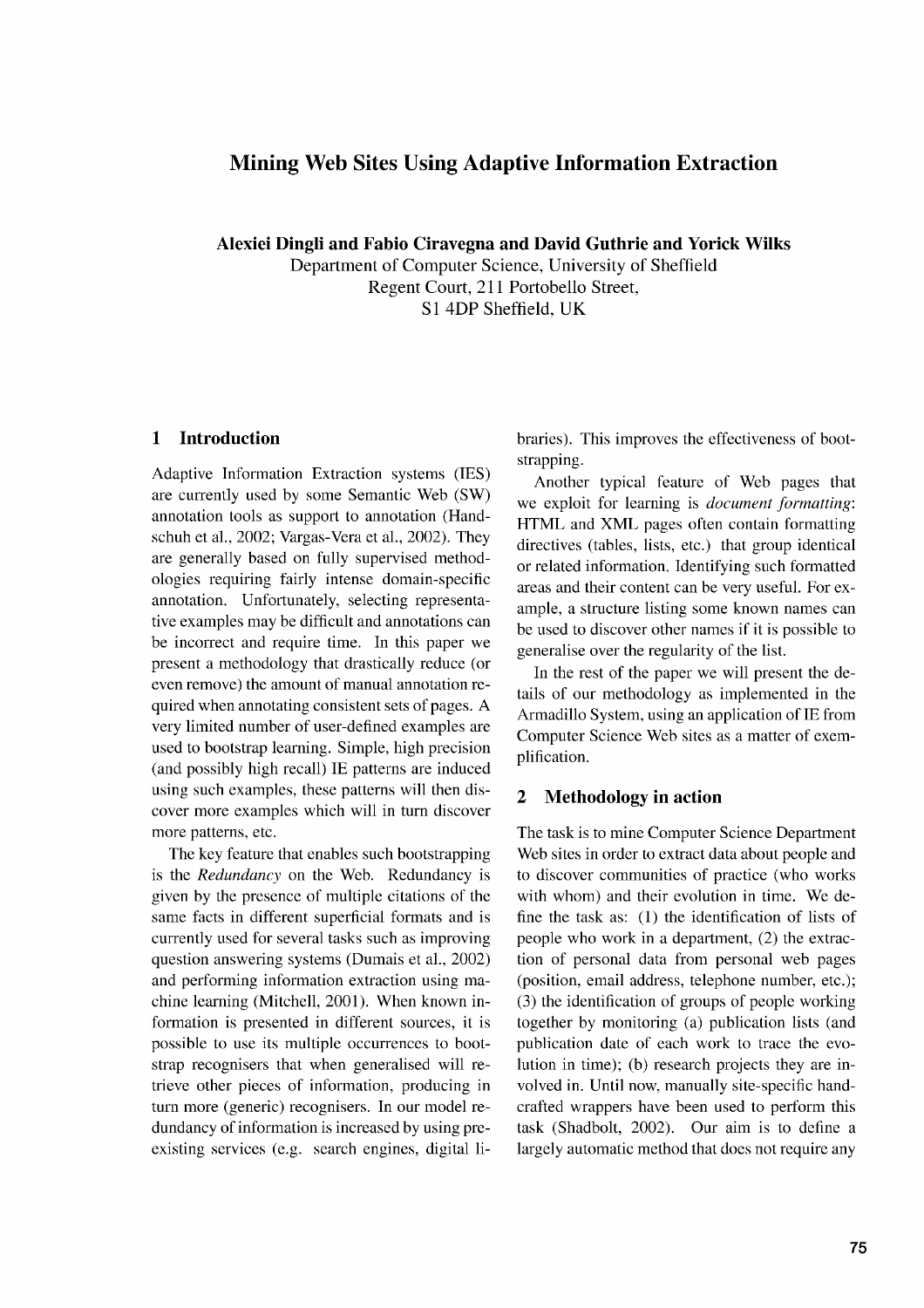# Mining Web Sites Using Adaptive Information Extraction

**Alexiei Dingli and Fabio Ciravegna and David Guthrie and Yorick Wilks**

Department of Computer Science, University of Sheffield
Regent Court, 211 Portobello Street,
S1 4DP Sheffield, UK

## 1 Introduction

Adaptive Information Extraction systems (IES) are currently used by some Semantic Web (SW) annotation tools as support to annotation (Handschuh et al., 2002; Vargas-Vera et al., 2002). They are generally based on fully supervised methodologies requiring fairly intense domain-specific annotation. Unfortunately, selecting representative examples may be difficult and annotations can be incorrect and require time. In this paper we present a methodology that drastically reduce (or even remove) the amount of manual annotation required when annotating consistent sets of pages. A very limited number of user-defined examples are used to bootstrap learning. Simple, high precision (and possibly high recall) IE patterns are induced using such examples, these patterns will then discover more examples which will in turn discover more patterns, etc.

The key feature that enables such bootstrapping is the *Redundancy* on the Web. Redundancy is given by the presence of multiple citations of the same facts in different superficial formats and is currently used for several tasks such as improving question answering systems (Dumais et al., 2002) and performing information extraction using machine learning (Mitchell, 2001). When known information is presented in different sources, it is possible to use its multiple occurrences to bootstrap recognisers that when generalised will retrieve other pieces of information, producing in turn more (generic) recognisers. In our model redundancy of information is increased by using preexisting services (e.g. search engines, digital libraries). This improves the effectiveness of bootstrapping.

Another typical feature of Web pages that we exploit for learning is *document formatting*: HTML and XML pages often contain formatting directives (tables, lists, etc.) that group identical or related information. Identifying such formatted areas and their content can be very useful. For example, a structure listing some known names can be used to discover other names if it is possible to generalise over the regularity of the list.

In the rest of the paper we will present the details of our methodology as implemented in the Armadillo System, using an application of IE from Computer Science Web sites as a matter of exemplification.

## 2 Methodology in action

The task is to mine Computer Science Department Web sites in order to extract data about people and to discover communities of practice (who works with whom) and their evolution in time. We define the task as: (1) the identification of lists of people who work in a department, (2) the extraction of personal data from personal web pages (position, email address, telephone number, etc.); (3) the identification of groups of people working together by monitoring (a) publication lists (and publication date of each work to trace the evolution in time); (b) research projects they are involved in. Until now, manually site-specific handcrafted wrappers have been used to perform this task (Shadbolt, 2002). Our aim is to define a largely automatic method that does not require any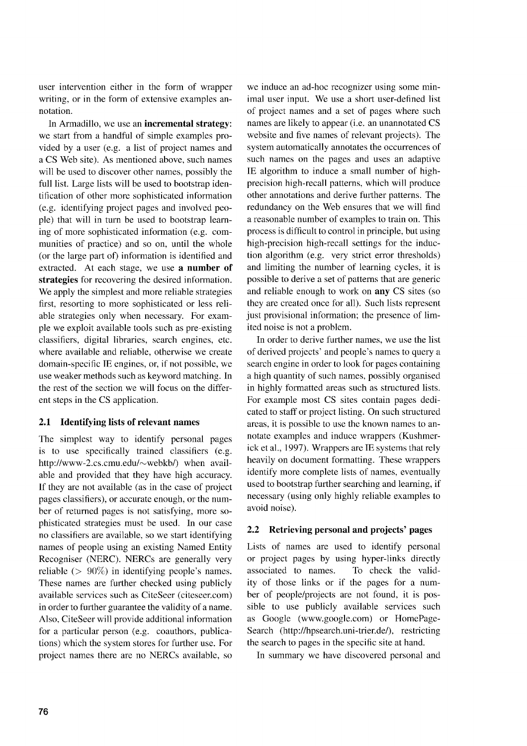user intervention either in the form of wrapper writing, or in the form of extensive examples annotation.

In Armadillo, we use an **incremental strategy**: we start from a handful of simple examples provided by a user (e.g. a list of project names and a CS Web site). As mentioned above, such names will be used to discover other names, possibly the full list. Large lists will be used to bootstrap identification of other more sophisticated information (e.g. identifying project pages and involved people) that will in turn be used to bootstrap learning of more sophisticated information (e.g. communities of practice) and so on, until the whole (or the large part of) information is identified and extracted. At each stage, we use **a number of strategies** for recovering the desired information. We apply the simplest and more reliable strategies first, resorting to more sophisticated or less reliable strategies only when necessary. For example we exploit available tools such as pre-existing classifiers, digital libraries, search engines, etc. where available and reliable, otherwise we create domain-specific IE engines, or, if not possible, we use weaker methods such as keyword matching. In the rest of the section we will focus on the different steps in the CS application.

### 2.1 Identifying lists of relevant names

The simplest way to identify personal pages is to use specifically trained classifiers (e.g. http://www-2.cs.cmu.edu/~webkb/) when available and provided that they have high accuracy. If they are not available (as in the case of project pages classifiers), or accurate enough, or the number of returned pages is not satisfying, more sophisticated strategies must be used. In our case no classifiers are available, so we start identifying names of people using an existing Named Entity Recogniser (NERC). NERCs are generally very reliable ($> 90\%$) in identifying people's names. These names are further checked using publicly available services such as CiteSeer (citeseer.com) in order to further guarantee the validity of a name. Also, CiteSeer will provide additional information for a particular person (e.g. coauthors, publications) which the system stores for further use. For project names there are no NERCs available, so we induce an ad-hoc recognizer using some minimal user input. We use a short user-defined list of project names and a set of pages where such names are likely to appear (i.e. an unannotated CS website and five names of relevant projects). The system automatically annotates the occurrences of such names on the pages and uses an adaptive IE algorithm to induce a small number of high-precision high-recall patterns, which will produce other annotations and derive further patterns. The redundancy on the Web ensures that we will find a reasonable number of examples to train on. This process is difficult to control in principle, but using high-precision high-recall settings for the induction algorithm (e.g. very strict error thresholds) and limiting the number of learning cycles, it is possible to derive a set of patterns that are generic and reliable enough to work on **any** CS sites (so they are created once for all). Such lists represent just provisional information; the presence of limited noise is not a problem.

In order to derive further names, we use the list of derived projects' and people's names to query a search engine in order to look for pages containing a high quantity of such names, possibly organised in highly formatted areas such as structured lists. For example most CS sites contain pages dedicated to staff or project listing. On such structured areas, it is possible to use the known names to annotate examples and induce wrappers (Kushmerick et al., 1997). Wrappers are IE systems that rely heavily on document formatting. These wrappers identify more complete lists of names, eventually used to bootstrap further searching and learning, if necessary (using only highly reliable examples to avoid noise).

### 2.2 Retrieving personal and projects' pages

Lists of names are used to identify personal or project pages by using hyper-links directly associated to names. To check the validity of those links or if the pages for a number of people/projects are not found, it is possible to use publicly available services such as Google (www.google.com) or HomePageSearch (http://hpsearch.uni-trier.de/), restricting the search to pages in the specific site at hand.

In summary we have discovered personal and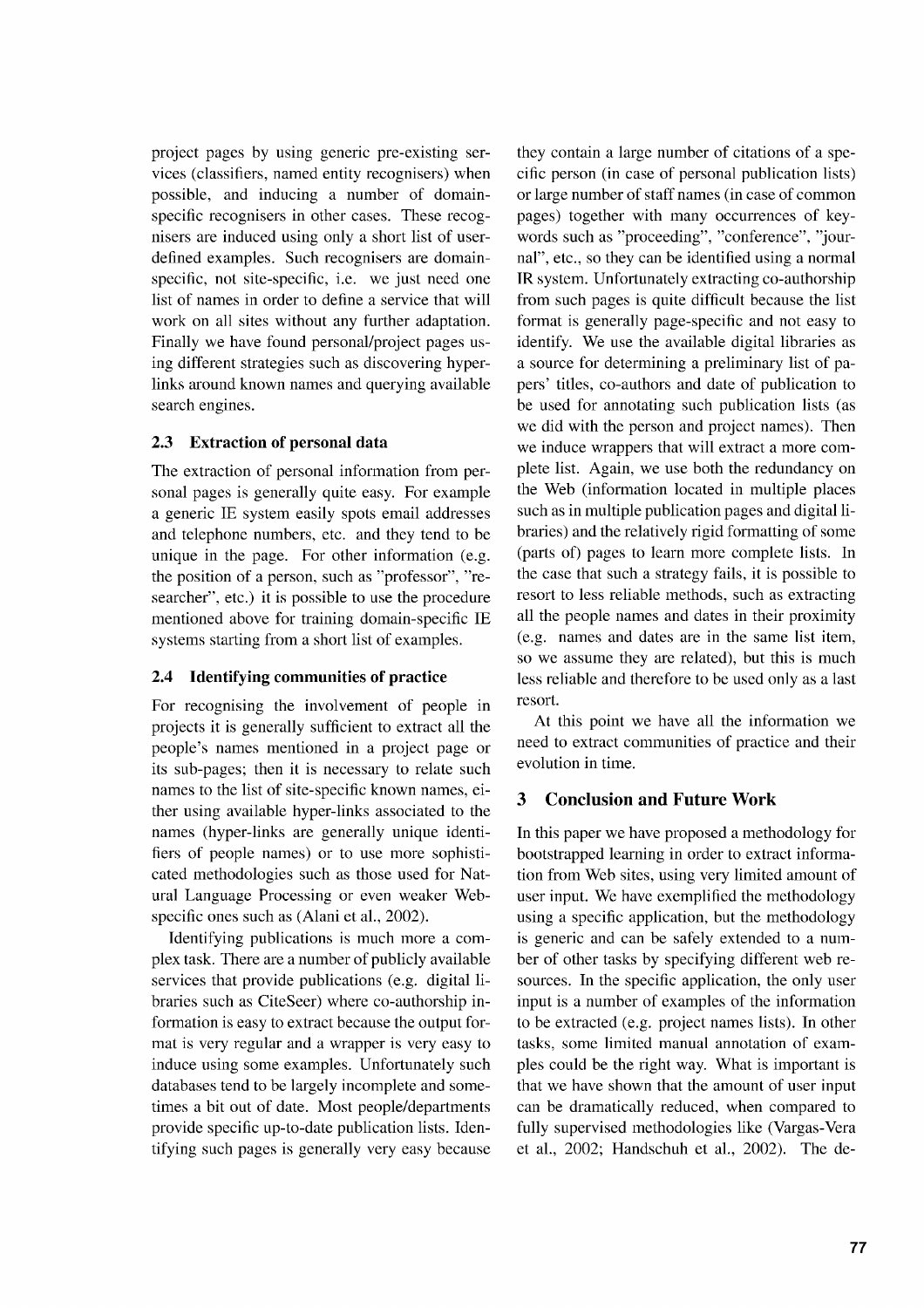project pages by using generic pre-existing services (classifiers, named entity recognisers) when possible, and inducing a number of domain-specific recognisers in other cases. These recognisers are induced using only a short list of user-defined examples. Such recognisers are domain-specific, not site-specific, i.e. we just need one list of names in order to define a service that will work on all sites without any further adaptation. Finally we have found personal/project pages using different strategies such as discovering hyper-links around known names and querying available search engines.

### 2.3 Extraction of personal data

The extraction of personal information from personal pages is generally quite easy. For example a generic IE system easily spots email addresses and telephone numbers, etc. and they tend to be unique in the page. For other information (e.g. the position of a person, such as "professor", "researcher", etc.) it is possible to use the procedure mentioned above for training domain-specific IE systems starting from a short list of examples.

### 2.4 Identifying communities of practice

For recognising the involvement of people in projects it is generally sufficient to extract all the people's names mentioned in a project page or its sub-pages; then it is necessary to relate such names to the list of site-specific known names, either using available hyper-links associated to the names (hyper-links are generally unique identifiers of people names) or to use more sophisticated methodologies such as those used for Natural Language Processing or even weaker Web-specific ones such as (Alani et al., 2002).

Identifying publications is much more a complex task. There are a number of publicly available services that provide publications (e.g. digital libraries such as CiteSeer) where co-authorship information is easy to extract because the output format is very regular and a wrapper is very easy to induce using some examples. Unfortunately such databases tend to be largely incomplete and sometimes a bit out of date. Most people/departments provide specific up-to-date publication lists. Identifying such pages is generally very easy because they contain a large number of citations of a specific person (in case of personal publication lists) or large number of staff names (in case of common pages) together with many occurrences of keywords such as "proceeding", "conference", "journal", etc., so they can be identified using a normal IR system. Unfortunately extracting co-authorship from such pages is quite difficult because the list format is generally page-specific and not easy to identify. We use the available digital libraries as a source for determining a preliminary list of papers' titles, co-authors and date of publication to be used for annotating such publication lists (as we did with the person and project names). Then we induce wrappers that will extract a more complete list. Again, we use both the redundancy on the Web (information located in multiple places such as in multiple publication pages and digital libraries) and the relatively rigid formatting of some (parts of) pages to learn more complete lists. In the case that such a strategy fails, it is possible to resort to less reliable methods, such as extracting all the people names and dates in their proximity (e.g. names and dates are in the same list item, so we assume they are related), but this is much less reliable and therefore to be used only as a last resort.

At this point we have all the information we need to extract communities of practice and their evolution in time.

## 3 Conclusion and Future Work

In this paper we have proposed a methodology for bootstrapped learning in order to extract information from Web sites, using very limited amount of user input. We have exemplified the methodology using a specific application, but the methodology is generic and can be safely extended to a number of other tasks by specifying different web resources. In the specific application, the only user input is a number of examples of the information to be extracted (e.g. project names lists). In other tasks, some limited manual annotation of examples could be the right way. What is important is that we have shown that the amount of user input can be dramatically reduced, when compared to fully supervised methodologies like (Vargas-Vera et al., 2002; Handschuh et al., 2002). The de-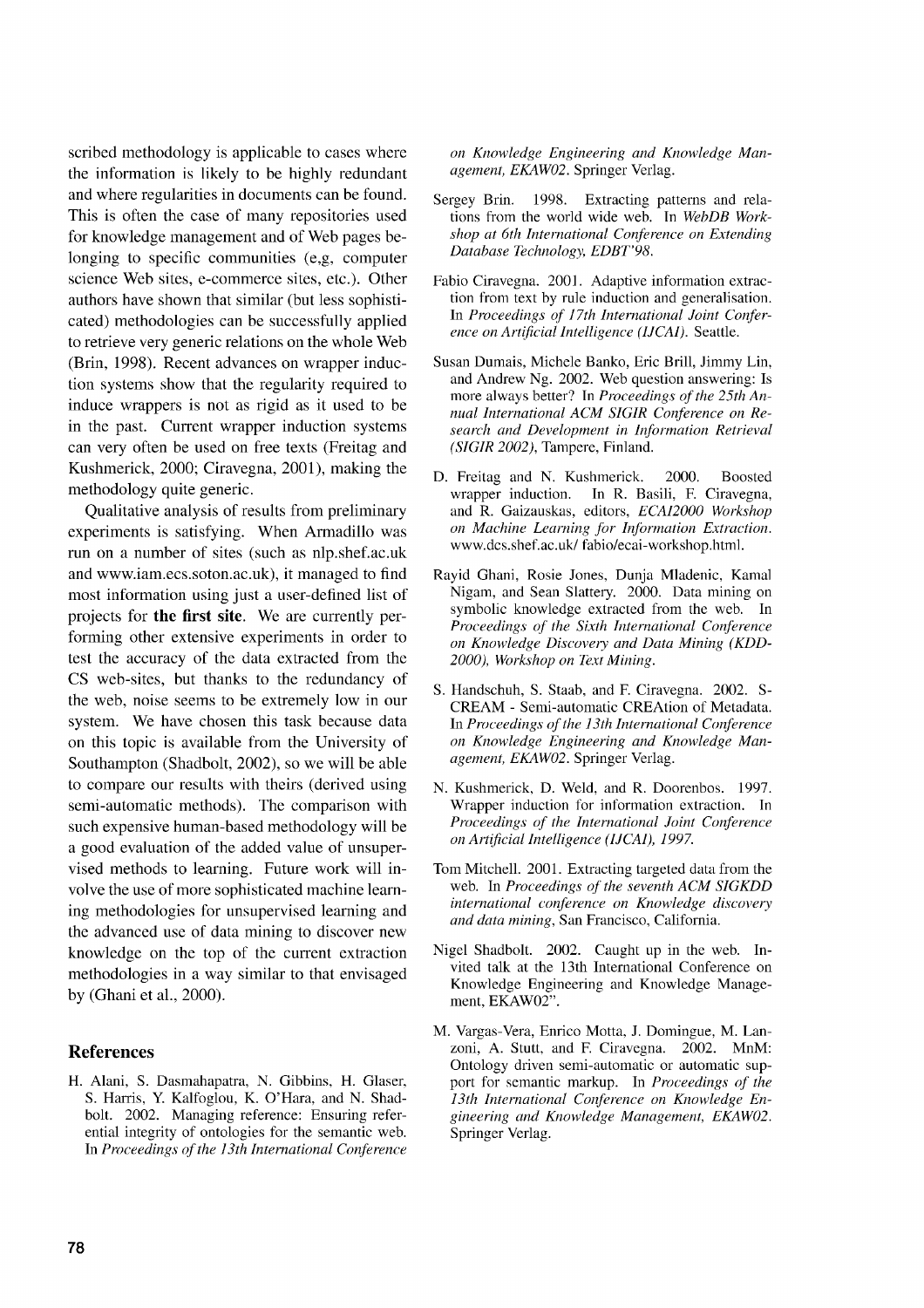scribed methodology is applicable to cases where the information is likely to be highly redundant and where regularities in documents can be found. This is often the case of many repositories used for knowledge management and of Web pages belonging to specific communities (e,g, computer science Web sites, e-commerce sites, etc.). Other authors have shown that similar (but less sophisticated) methodologies can be successfully applied to retrieve very generic relations on the whole Web (Brin, 1998). Recent advances on wrapper induction systems show that the regularity required to induce wrappers is not as rigid as it used to be in the past. Current wrapper induction systems can very often be used on free texts (Freitag and Kushmerick, 2000; Ciravegna, 2001), making the methodology quite generic.

Qualitative analysis of results from preliminary experiments is satisfying. When Armadillo was run on a number of sites (such as nlp.shef.ac.uk and www.iam.ecs.soton.ac.uk), it managed to find most information using just a user-defined list of projects for **the first site**. We are currently performing other extensive experiments in order to test the accuracy of the data extracted from the CS web-sites, but thanks to the redundancy of the web, noise seems to be extremely low in our system. We have chosen this task because data on this topic is available from the University of Southampton (Shadbolt, 2002), so we will be able to compare our results with theirs (derived using semi-automatic methods). The comparison with such expensive human-based methodology will be a good evaluation of the added value of unsupervised methods to learning. Future work will involve the use of more sophisticated machine learning methodologies for unsupervised learning and the advanced use of data mining to discover new knowledge on the top of the current extraction methodologies in a way similar to that envisaged by (Ghani et al., 2000).

## References

H. Alani, S. Dasmahapatra, N. Gibbins, H. Glaser, S. Harris, Y. Kalfoglou, K. O'Hara, and N. Shadbolt. 2002. Managing reference: Ensuring referential integrity of ontologies for the semantic web. In *Proceedings of the 13th International Conference on Knowledge Engineering and Knowledge Management, EKAW02*. Springer Verlag.

Sergey Brin. 1998. Extracting patterns and relations from the world wide web. In *WebDB Workshop at 6th International Conference on Extending Database Technology, EDBT'98*.

Fabio Ciravegna. 2001. Adaptive information extraction from text by rule induction and generalisation. In *Proceedings of 17th International Joint Conference on Artificial Intelligence (IJCAI)*. Seattle.

Susan Dumais, Michele Banko, Eric Brill, Jimmy Lin, and Andrew Ng. 2002. Web question answering: Is more always better? In *Proceedings of the 25th Annual International ACM SIGIR Conference on Research and Development in Information Retrieval (SIGIR 2002)*, Tampere, Finland.

D. Freitag and N. Kushmerick. 2000. Boosted wrapper induction. In R. Basili, F. Ciravegna, and R. Gaizauskas, editors, *ECAI2000 Workshop on Machine Learning for Information Extraction*. www.dcs.shef.ac.uk/ fabio/ecai-workshop.html.

Rayid Ghani, Rosie Jones, Dunja Mladenic, Kamal Nigam, and Sean Slattery. 2000. Data mining on symbolic knowledge extracted from the web. In *Proceedings of the Sixth International Conference on Knowledge Discovery and Data Mining (KDD-2000), Workshop on Text Mining*.

S. Handschuh, S. Staab, and F. Ciravegna. 2002. S-CREAM - Semi-automatic CREAtion of Metadata. In *Proceedings of the 13th International Conference on Knowledge Engineering and Knowledge Management, EKAW02*. Springer Verlag.

N. Kushmerick, D. Weld, and R. Doorenbos. 1997. Wrapper induction for information extraction. In *Proceedings of the International Joint Conference on Artificial Intelligence (IJCAI), 1997*.

Tom Mitchell. 2001. Extracting targeted data from the web. In *Proceedings of the seventh ACM SIGKDD international conference on Knowledge discovery and data mining*, San Francisco, California.

Nigel Shadbolt. 2002. Caught up in the web. Invited talk at the 13th International Conference on Knowledge Engineering and Knowledge Management, EKAW02".

M. Vargas-Vera, Enrico Motta, J. Domingue, M. Lanzoni, A. Stutt, and F. Ciravegna. 2002. MnM: Ontology driven semi-automatic or automatic support for semantic markup. In *Proceedings of the 13th International Conference on Knowledge Engineering and Knowledge Management, EKAW02*. Springer Verlag.